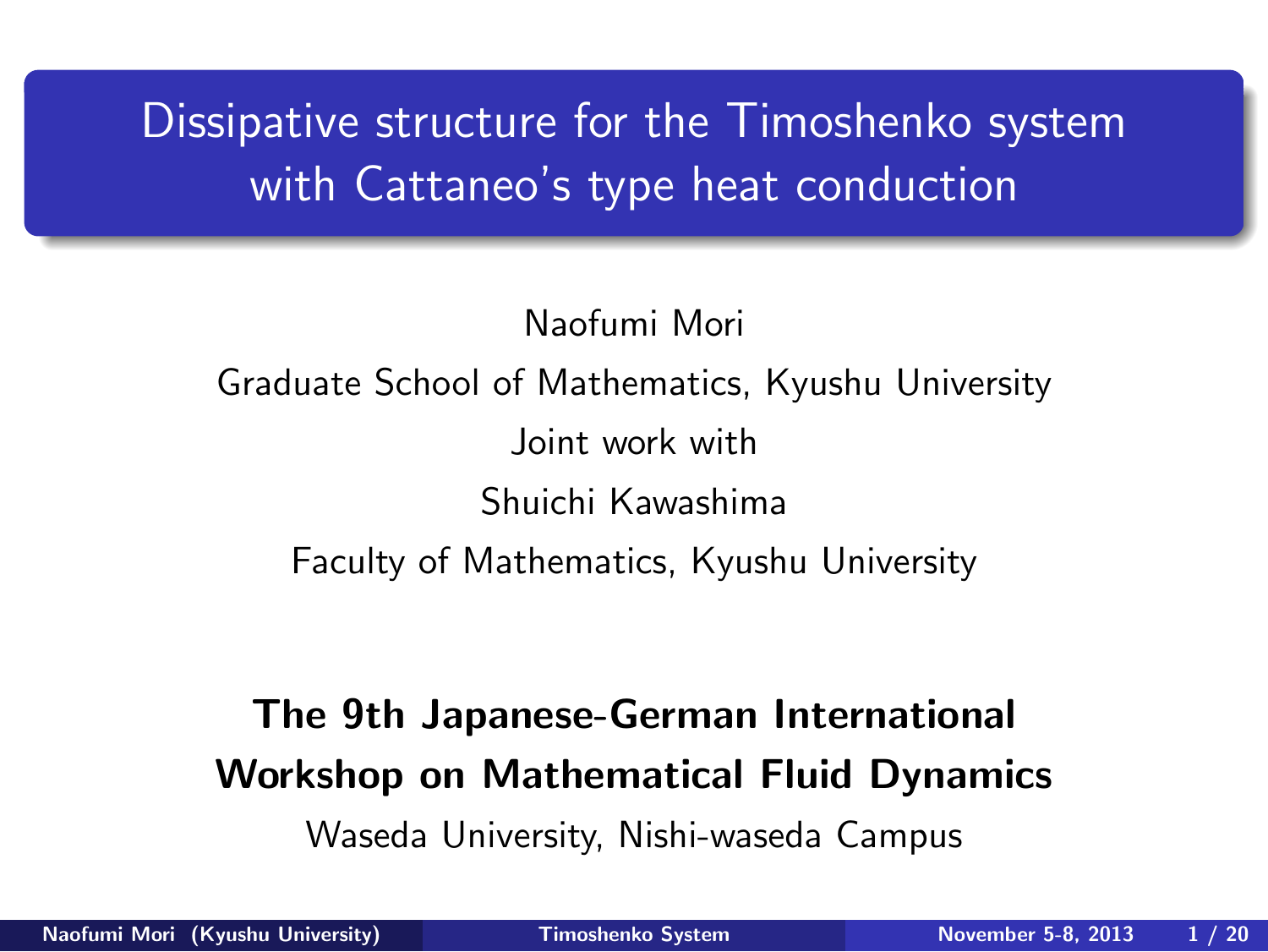# Dissipative structure for the Timoshenko system with Cattaneo's type heat conduction

Naofumi Mori

Graduate School of Mathematics, Kyushu University

Joint work with

Shuichi Kawashima

Faculty of Mathematics, Kyushu University

**The 9th Japanese-German International Workshop on Mathematical Fluid Dynamics**

Waseda University, Nishi-waseda Campus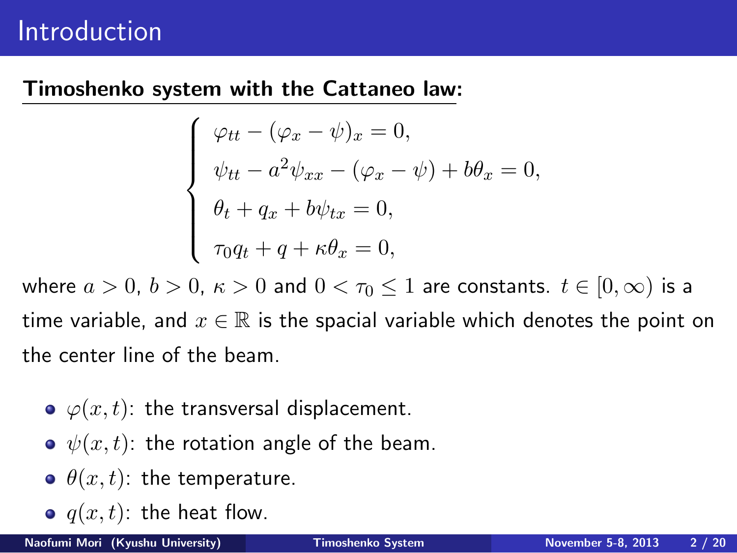# Introduction

**Timoshenko system with the Cattaneo law:**

$$
\begin{cases}
\varphi_{tt} - (\varphi_x - \psi)_x = 0, \\
\psi_{tt} - a^2\psi_{xx} - (\varphi_x - \psi) + b\theta_x = 0, \\
\theta_t + q_x + b\psi_{tx} = 0, \\
\tau_0 q_t + q + \kappa\theta_x = 0,
\end{cases}
$$

where $a > 0$, $b > 0$, $\kappa > 0$ and $0 < \tau_0 \leq 1$ are constants. $t \in [0, \infty)$ is a time variable, and $x \in \mathbb{R}$ is the spacial variable which denotes the point on the center line of the beam.

- $\varphi(x,t)$: the transversal displacement.
- $\psi(x,t)$: the rotation angle of the beam.
- $\theta(x,t)$: the temperature.
- $q(x,t)$: the heat flow.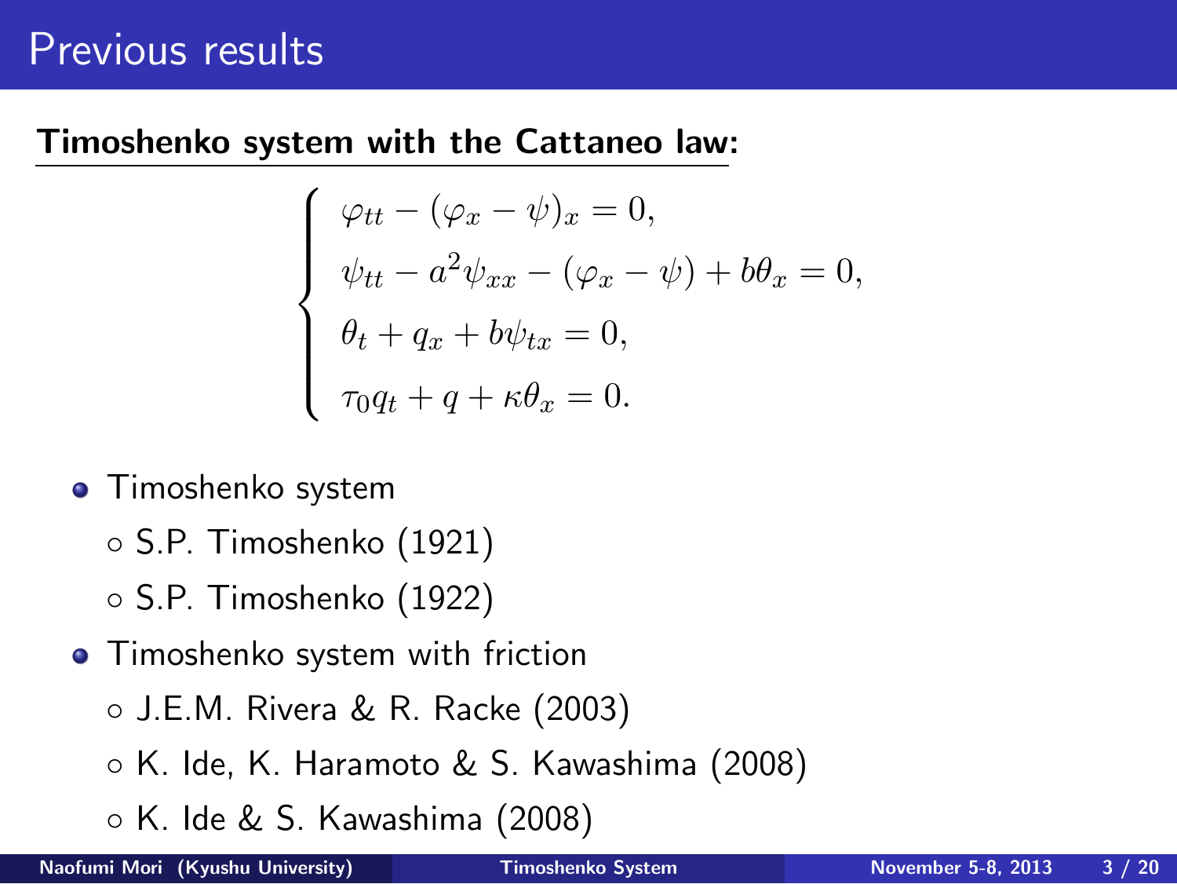# Previous results

**Timoshenko system with the Cattaneo law:**

$$
\begin{cases}
\varphi_{tt} - (\varphi_x - \psi)_x = 0, \\
\psi_{tt} - a^2\psi_{xx} - (\varphi_x - \psi) + b\theta_x = 0, \\
\theta_t + q_x + b\psi_{tx} = 0, \\
\tau_0 q_t + q + \kappa\theta_x = 0.
\end{cases}
$$

- Timoshenko system
  - S.P. Timoshenko (1921)
  - S.P. Timoshenko (1922)
- Timoshenko system with friction
  - J.E.M. Rivera & R. Racke (2003)
  - K. Ide, K. Haramoto & S. Kawashima (2008)
  - K. Ide & S. Kawashima (2008)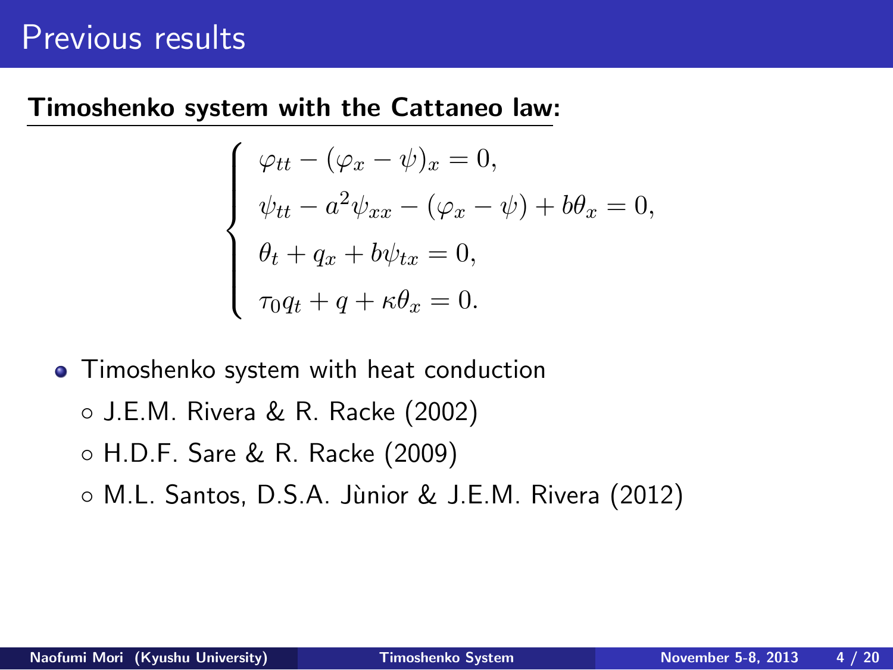# Previous results

**Timoshenko system with the Cattaneo law:**

$$
\begin{cases}
\varphi_{tt} - (\varphi_x - \psi)_x = 0, \\
\psi_{tt} - a^2 \psi_{xx} - (\varphi_x - \psi) + b\theta_x = 0, \\
\theta_t + q_x + b\psi_{tx} = 0, \\
\tau_0 q_t + q + \kappa \theta_x = 0.
\end{cases}
$$

- Timoshenko system with heat conduction
  - J.E.M. Rivera & R. Racke (2002)
  - H.D.F. Sare & R. Racke (2009)
  - M.L. Santos, D.S.A. Jùnior & J.E.M. Rivera (2012)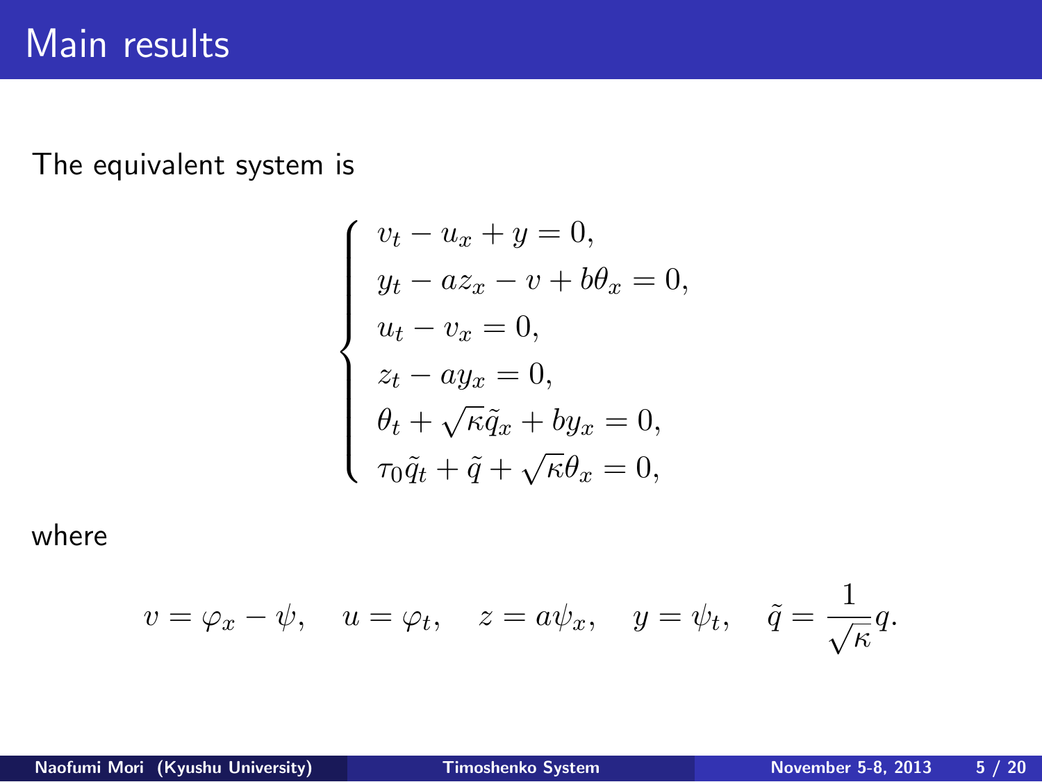# Main results

The equivalent system is

$$
\begin{cases}
v_t - u_x + y = 0, \\
y_t - a z_x - v + b\theta_x = 0, \\
u_t - v_x = 0, \\
z_t - a y_x = 0, \\
\theta_t + \sqrt{\kappa}\tilde{q}_x + b y_x = 0, \\
\tau_0 \tilde{q}_t + \tilde{q} + \sqrt{\kappa}\theta_x = 0,
\end{cases}
$$

where

$$
v = \varphi_x - \psi, \quad u = \varphi_t, \quad z = a\psi_x, \quad y = \psi_t, \quad \tilde{q} = \frac{1}{\sqrt{\kappa}} q.
$$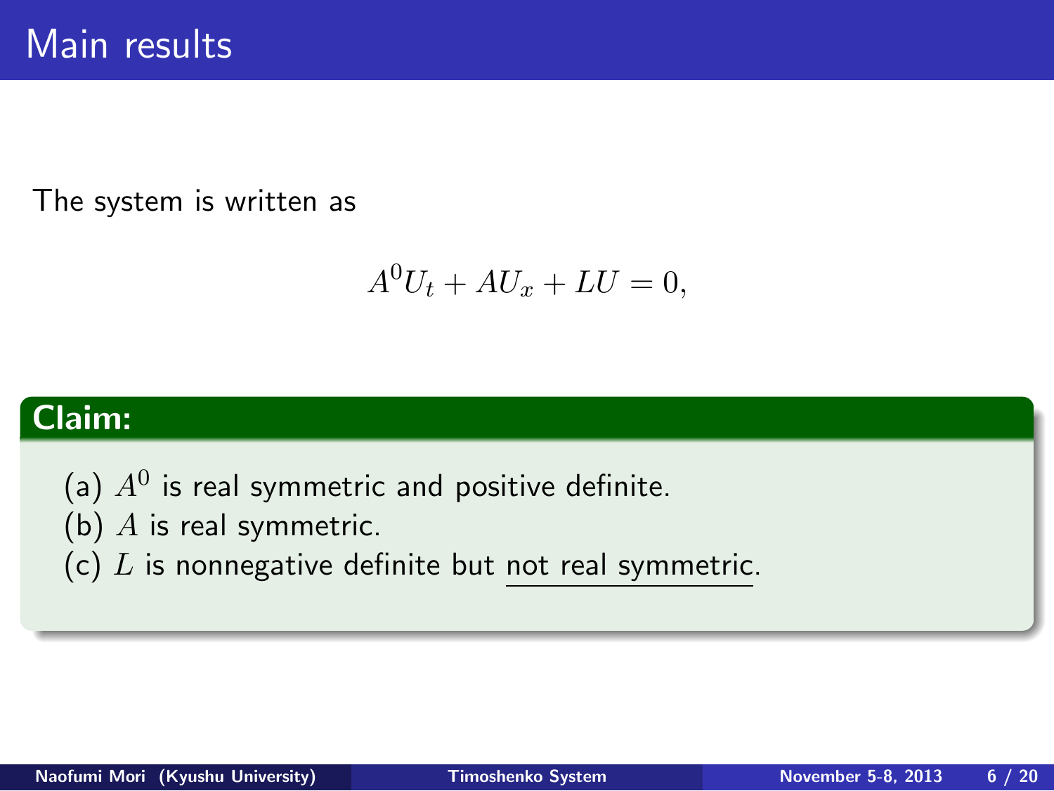# Main results

The system is written as

$$A^0 U_t + A U_x + L U = 0,$$

**Claim:**

(a) $A^0$ is real symmetric and positive definite.
(b) $A$ is real symmetric.
(c) $L$ is nonnegative definite but <u>not real symmetric</u>.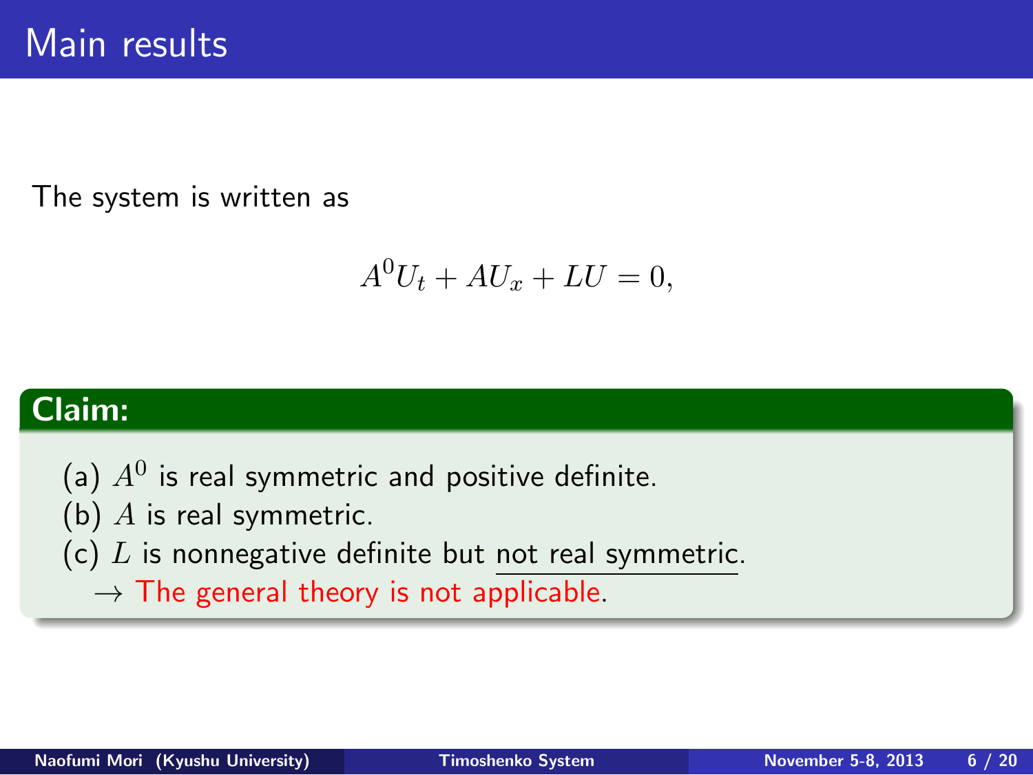# Main results

The system is written as

$$A^0 U_t + A U_x + L U = 0,$$

**Claim:**

(a) $A^0$ is real symmetric and positive definite.
(b) $A$ is real symmetric.
(c) $L$ is nonnegative definite but not real symmetric.
$\rightarrow$ The general theory is not applicable.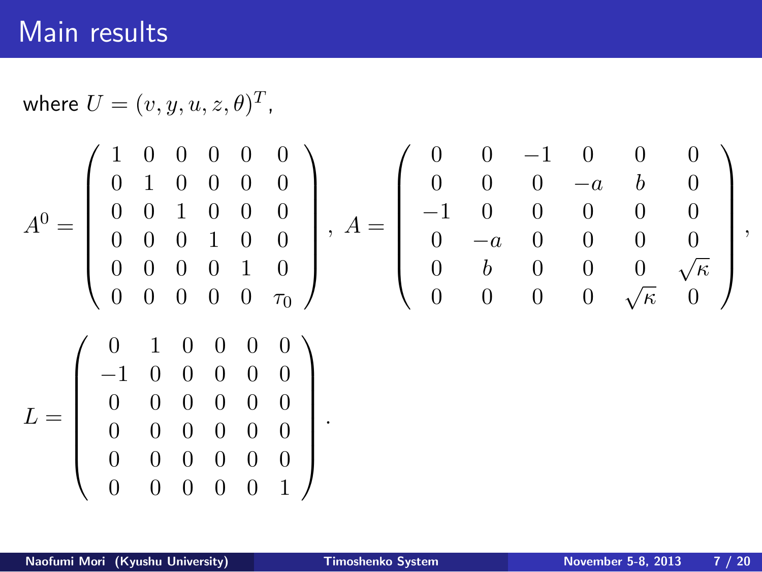# Main results

where $U = (v, y, u, z, \theta)^T$,

$$
A^0 = \begin{pmatrix} 1 & 0 & 0 & 0 & 0 & 0 \\ 0 & 1 & 0 & 0 & 0 & 0 \\ 0 & 0 & 1 & 0 & 0 & 0 \\ 0 & 0 & 0 & 1 & 0 & 0 \\ 0 & 0 & 0 & 0 & 1 & 0 \\ 0 & 0 & 0 & 0 & 0 & \tau_0 \end{pmatrix}, \ A = \begin{pmatrix} 0 & 0 & -1 & 0 & 0 & 0 \\ 0 & 0 & 0 & -a & b & 0 \\ -1 & 0 & 0 & 0 & 0 & 0 \\ 0 & -a & 0 & 0 & 0 & 0 \\ 0 & b & 0 & 0 & 0 & \sqrt{\kappa} \\ 0 & 0 & 0 & 0 & \sqrt{\kappa} & 0 \end{pmatrix},
$$

$$
L = \begin{pmatrix} 0 & 1 & 0 & 0 & 0 & 0 \\ -1 & 0 & 0 & 0 & 0 & 0 \\ 0 & 0 & 0 & 0 & 0 & 0 \\ 0 & 0 & 0 & 0 & 0 & 0 \\ 0 & 0 & 0 & 0 & 0 & 0 \\ 0 & 0 & 0 & 0 & 0 & 1 \end{pmatrix}.
$$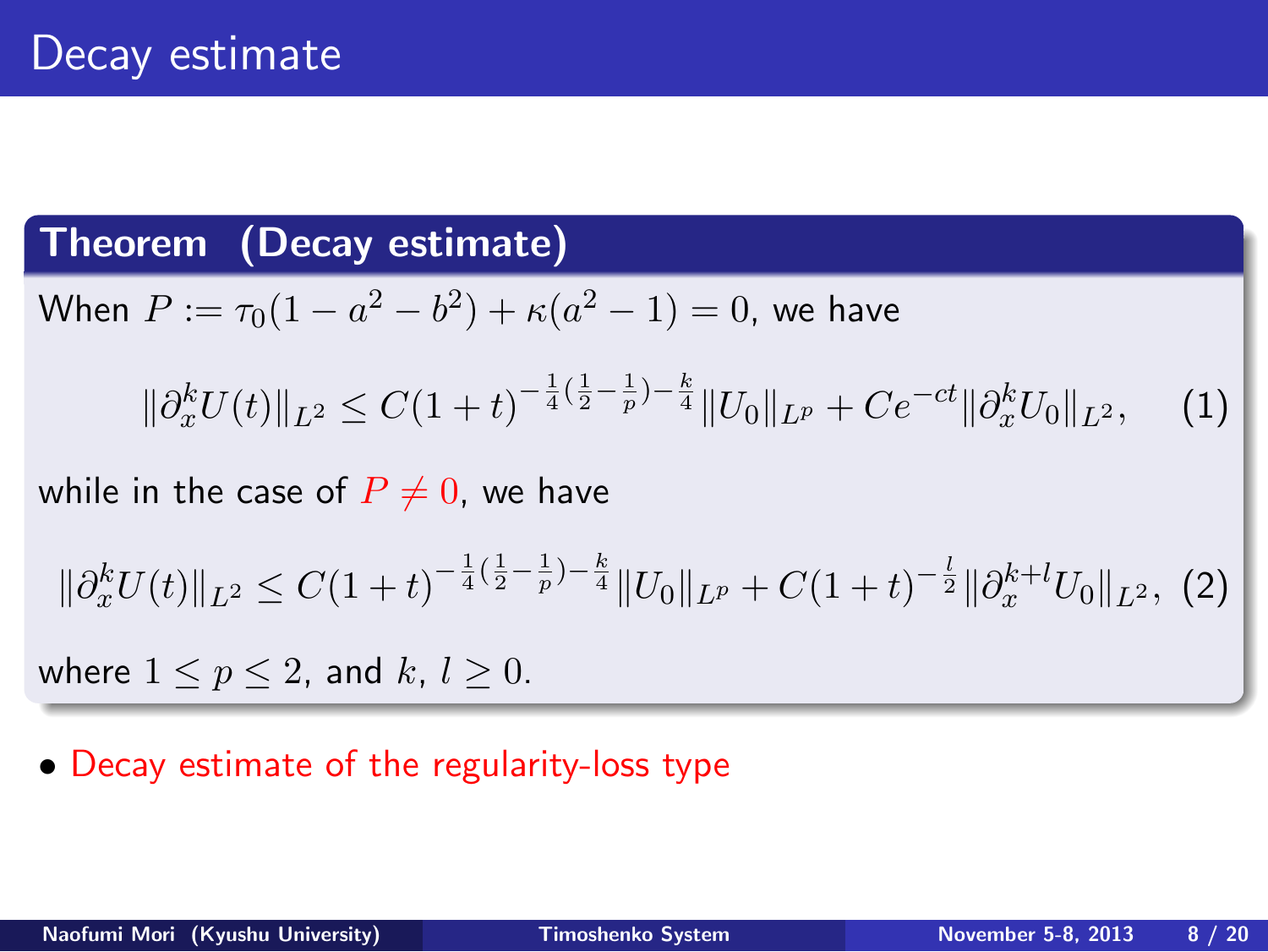# Decay estimate

**Theorem (Decay estimate)**

When $P := \tau_0(1 - a^2 - b^2) + \kappa(a^2 - 1) = 0$, we have

$$\|\partial_x^k U(t)\|_{L^2} \leq C(1+t)^{-\frac{1}{4}(\frac{1}{2}-\frac{1}{p})-\frac{k}{4}}\|U_0\|_{L^p} + Ce^{-ct}\|\partial_x^k U_0\|_{L^2}, \quad (1)$$

while in the case of $P \neq 0$, we have

$$\|\partial_x^k U(t)\|_{L^2} \leq C(1+t)^{-\frac{1}{4}(\frac{1}{2}-\frac{1}{p})-\frac{k}{4}}\|U_0\|_{L^p} + C(1+t)^{-\frac{l}{2}}\|\partial_x^{k+l} U_0\|_{L^2}, \quad (2)$$

where $1 \leq p \leq 2$, and $k,\ l \geq 0$.

- Decay estimate of the regularity-loss type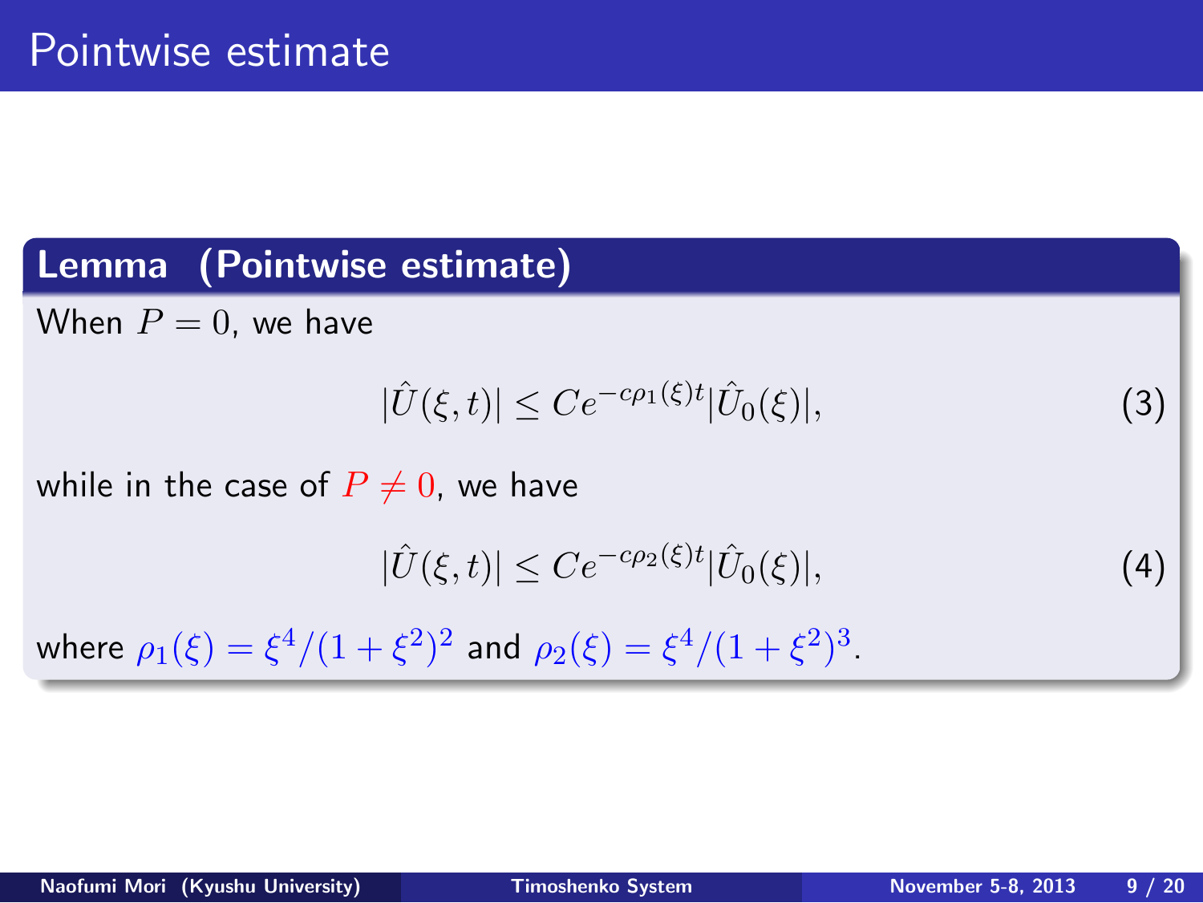# Pointwise estimate

**Lemma (Pointwise estimate)**

When $P = 0$, we have

$$|\hat{U}(\xi,t)| \leq Ce^{-c\rho_1(\xi)t}|\hat{U}_0(\xi)|, \tag{3}$$

while in the case of $P \neq 0$, we have

$$|\hat{U}(\xi,t)| \leq Ce^{-c\rho_2(\xi)t}|\hat{U}_0(\xi)|, \tag{4}$$

where $\rho_1(\xi) = \xi^4/(1+\xi^2)^2$ and $\rho_2(\xi) = \xi^4/(1+\xi^2)^3$.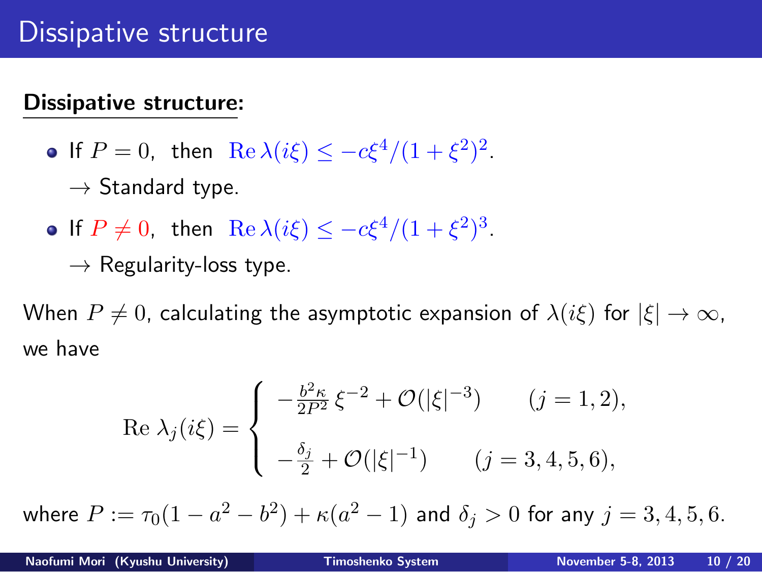# Dissipative structure

**Dissipative structure:**

- If $P = 0$, then $\mathrm{Re}\,\lambda(i\xi) \leq -c\xi^4/(1+\xi^2)^2$.
  $\rightarrow$ Standard type.
- If $P \neq 0$, then $\mathrm{Re}\,\lambda(i\xi) \leq -c\xi^4/(1+\xi^2)^3$.
  $\rightarrow$ Regularity-loss type.

When $P \neq 0$, calculating the asymptotic expansion of $\lambda(i\xi)$ for $|\xi| \to \infty$, we have

$$\mathrm{Re}\;\lambda_j(i\xi) = \begin{cases} -\frac{b^2\kappa}{2P^2}\,\xi^{-2} + \mathcal{O}(|\xi|^{-3}) & (j = 1, 2), \\ -\frac{\delta_j}{2} + \mathcal{O}(|\xi|^{-1}) & (j = 3, 4, 5, 6), \end{cases}$$

where $P := \tau_0(1 - a^2 - b^2) + \kappa(a^2 - 1)$ and $\delta_j > 0$ for any $j = 3, 4, 5, 6$.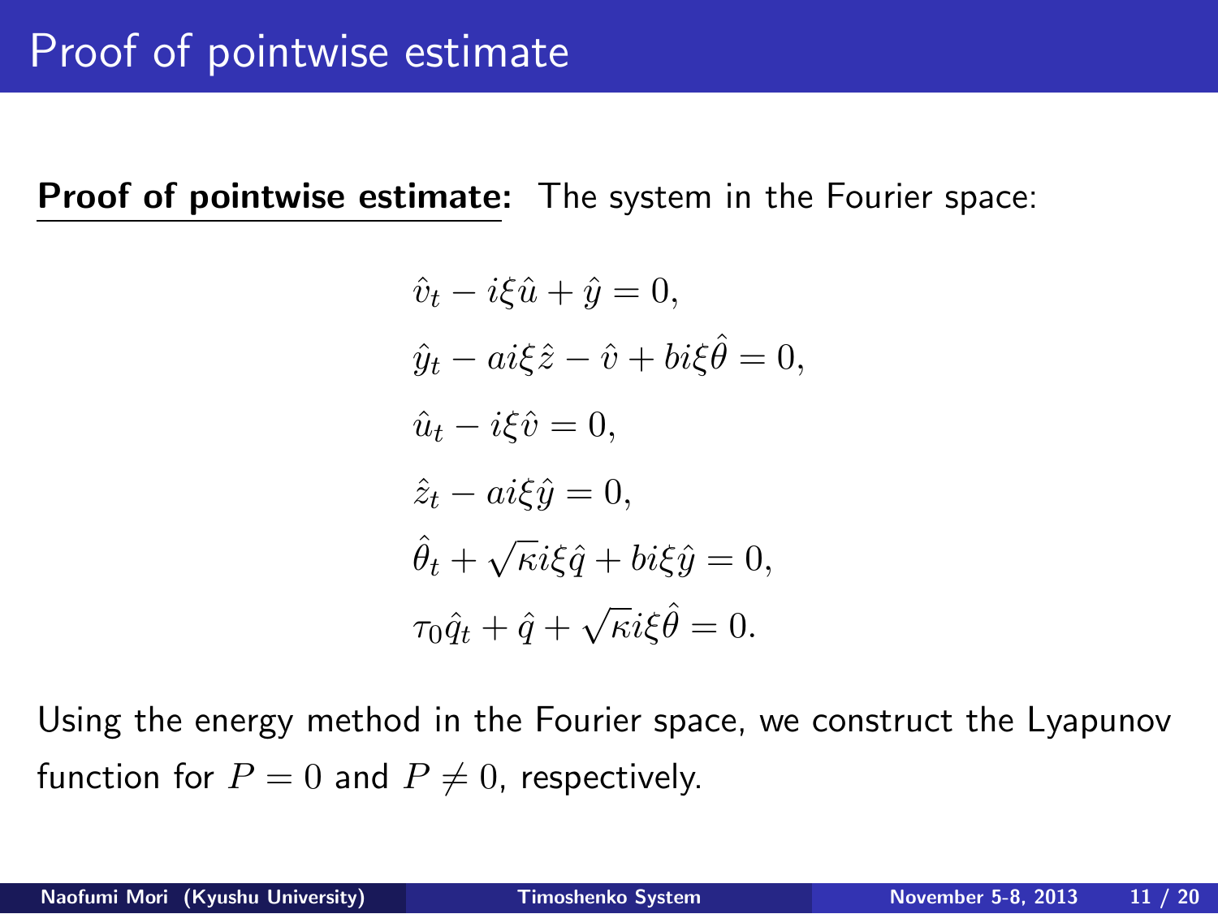# Proof of pointwise estimate

**Proof of pointwise estimate:** The system in the Fourier space:

$$
\begin{aligned}
&\hat{v}_t - i\xi\hat{u} + \hat{y} = 0, \\
&\hat{y}_t - ai\xi\hat{z} - \hat{v} + bi\xi\hat{\theta} = 0, \\
&\hat{u}_t - i\xi\hat{v} = 0, \\
&\hat{z}_t - ai\xi\hat{y} = 0, \\
&\hat{\theta}_t + \sqrt{\kappa}i\xi\hat{q} + bi\xi\hat{y} = 0, \\
&\tau_0\hat{q}_t + \hat{q} + \sqrt{\kappa}i\xi\hat{\theta} = 0.
\end{aligned}
$$

Using the energy method in the Fourier space, we construct the Lyapunov function for $P = 0$ and $P \neq 0$, respectively.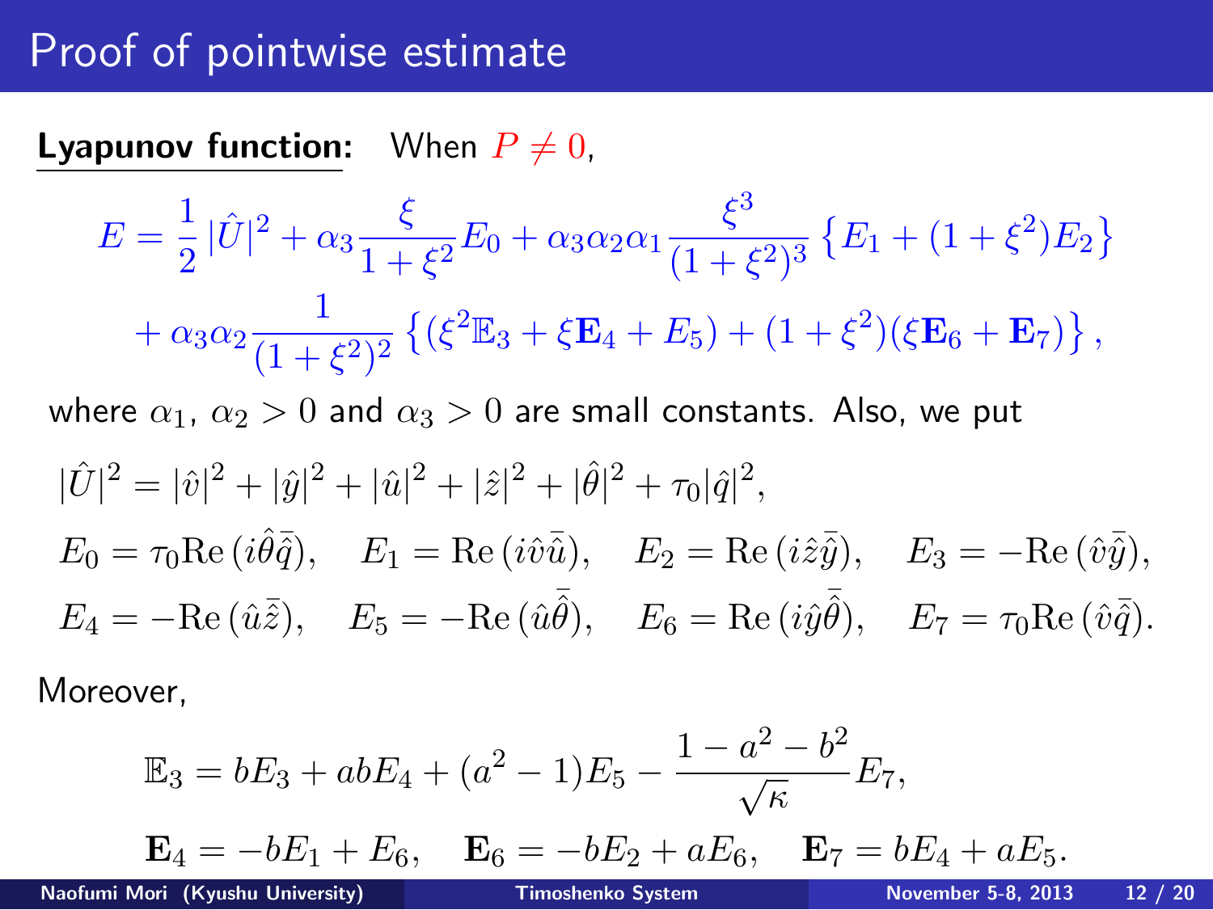# Proof of pointwise estimate

**Lyapunov function:** When $P \neq 0$,

$$
E = \frac{1}{2}|\hat{U}|^2 + \alpha_3 \frac{\xi}{1+\xi^2} E_0 + \alpha_3\alpha_2\alpha_1 \frac{\xi^3}{(1+\xi^2)^3}\left\{E_1 + (1+\xi^2)E_2\right\}
$$

$$
+ \alpha_3\alpha_2 \frac{1}{(1+\xi^2)^2}\left\{(\xi^2 \mathbb{E}_3 + \xi \mathbf{E}_4 + E_5) + (1+\xi^2)(\xi \mathbf{E}_6 + \mathbf{E}_7)\right\},
$$

where $\alpha_1$, $\alpha_2 > 0$ and $\alpha_3 > 0$ are small constants. Also, we put

$$
|\hat{U}|^2 = |\hat{v}|^2 + |\hat{y}|^2 + |\hat{u}|^2 + |\hat{z}|^2 + |\hat{\theta}|^2 + \tau_0 |\hat{q}|^2,
$$

$$
E_0 = \tau_0 \mathrm{Re}\,(i\hat{\theta}\bar{\hat{q}}), \quad E_1 = \mathrm{Re}\,(i\hat{v}\bar{\hat{u}}), \quad E_2 = \mathrm{Re}\,(i\hat{z}\bar{\hat{y}}), \quad E_3 = -\mathrm{Re}\,(\hat{v}\bar{\hat{y}}),
$$

$$
E_4 = -\mathrm{Re}\,(\hat{u}\bar{\hat{z}}), \quad E_5 = -\mathrm{Re}\,(\hat{u}\bar{\hat{\theta}}), \quad E_6 = \mathrm{Re}\,(i\hat{y}\bar{\hat{\theta}}), \quad E_7 = \tau_0 \mathrm{Re}\,(\hat{v}\bar{\hat{q}}).
$$

Moreover,

$$
\mathbb{E}_3 = bE_3 + abE_4 + (a^2 - 1)E_5 - \frac{1 - a^2 - b^2}{\sqrt{\kappa}} E_7,
$$

$$
\mathbf{E}_4 = -bE_1 + E_6, \quad \mathbf{E}_6 = -bE_2 + aE_6, \quad \mathbf{E}_7 = bE_4 + aE_5.
$$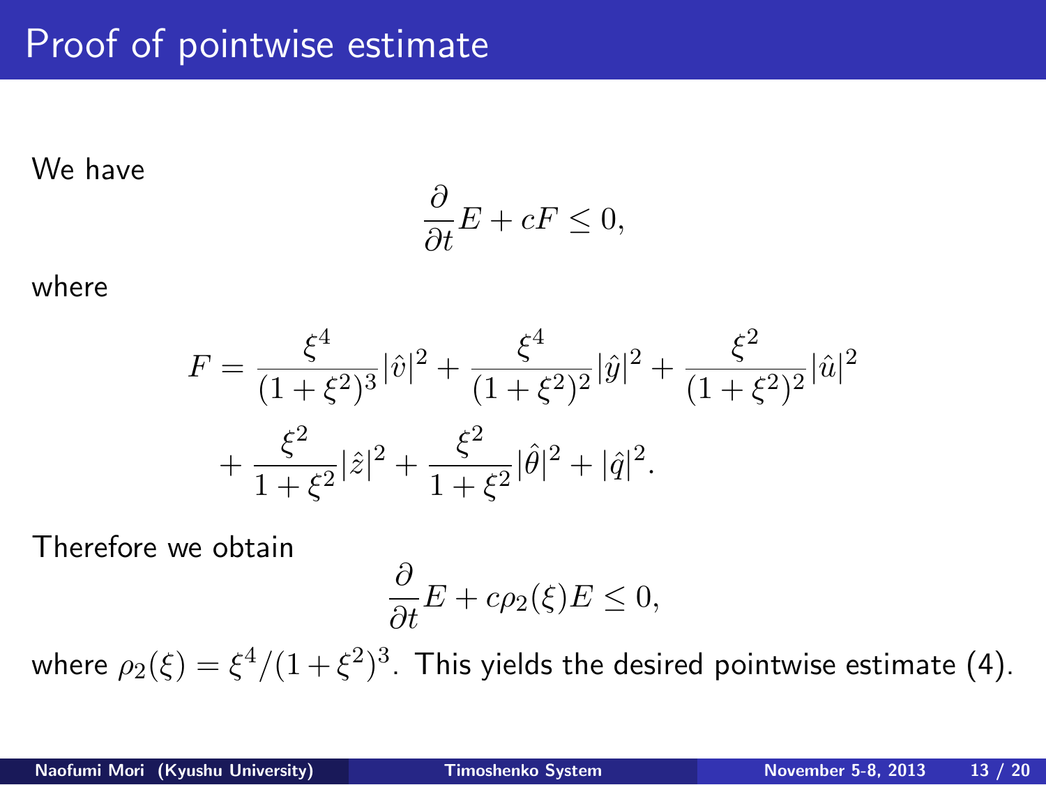# Proof of pointwise estimate

We have

$$\frac{\partial}{\partial t}E + cF \leq 0,$$

where

$$F = \frac{\xi^4}{(1+\xi^2)^3}|\hat{v}|^2 + \frac{\xi^4}{(1+\xi^2)^2}|\hat{y}|^2 + \frac{\xi^2}{(1+\xi^2)^2}|\hat{u}|^2 + \frac{\xi^2}{1+\xi^2}|\hat{z}|^2 + \frac{\xi^2}{1+\xi^2}|\hat{\theta}|^2 + |\hat{q}|^2.$$

Therefore we obtain

$$\frac{\partial}{\partial t}E + c\rho_2(\xi)E \leq 0,$$

where $\rho_2(\xi) = \xi^4/(1+\xi^2)^3$. This yields the desired pointwise estimate (4).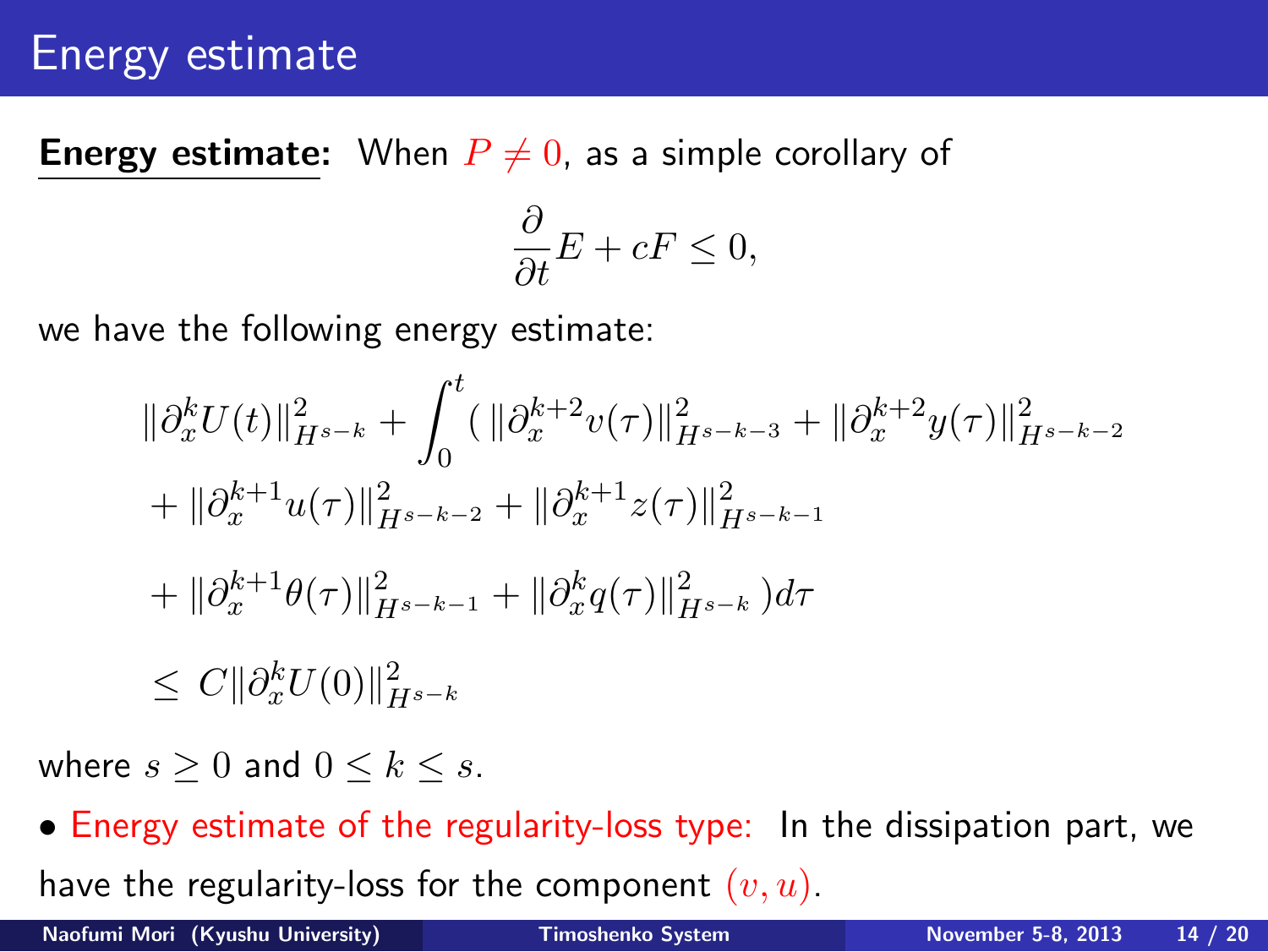# Energy estimate

**Energy estimate:** When $P \neq 0$, as a simple corollary of

$$\frac{\partial}{\partial t} E + cF \leq 0,$$

we have the following energy estimate:

$$\begin{aligned}
&\|\partial_x^k U(t)\|_{H^{s-k}}^2 + \int_0^t ( \|\partial_x^{k+2} v(\tau)\|_{H^{s-k-3}}^2 + \|\partial_x^{k+2} y(\tau)\|_{H^{s-k-2}}^2 \\
&+ \|\partial_x^{k+1} u(\tau)\|_{H^{s-k-2}}^2 + \|\partial_x^{k+1} z(\tau)\|_{H^{s-k-1}}^2 \\
&+ \|\partial_x^{k+1} \theta(\tau)\|_{H^{s-k-1}}^2 + \|\partial_x^{k} q(\tau)\|_{H^{s-k}}^2 ) d\tau \\
&\leq C \|\partial_x^k U(0)\|_{H^{s-k}}^2
\end{aligned}$$

where $s \geq 0$ and $0 \leq k \leq s$.

- Energy estimate of the regularity-loss type: In the dissipation part, we have the regularity-loss for the component $(v, u)$.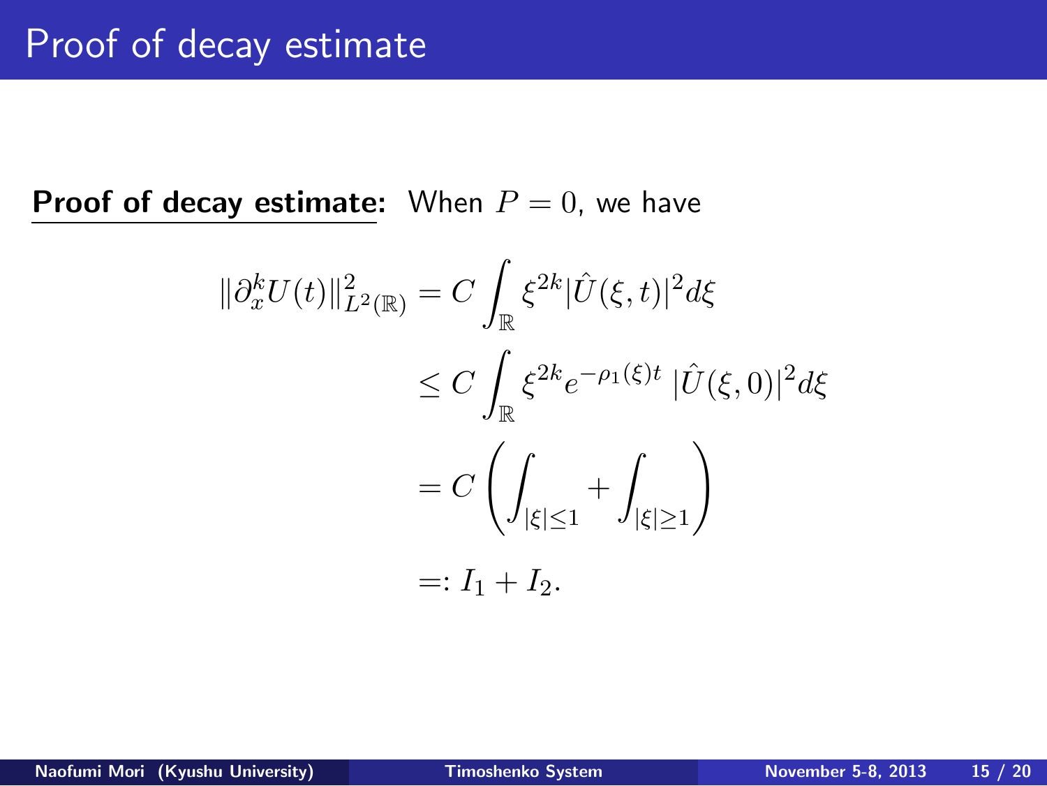# Proof of decay estimate

**Proof of decay estimate:** When $P = 0$, we have

$$
\begin{aligned}
\|\partial_x^k U(t)\|_{L^2(\mathbb{R})}^2 &= C \int_{\mathbb{R}} \xi^{2k} |\hat{U}(\xi,t)|^2 d\xi \\
&\leq C \int_{\mathbb{R}} \xi^{2k} e^{-\rho_1(\xi)t} \, |\hat{U}(\xi,0)|^2 d\xi \\
&= C \left( \int_{|\xi|\leq 1} + \int_{|\xi|\geq 1} \right) \\
&=: I_1 + I_2.
\end{aligned}
$$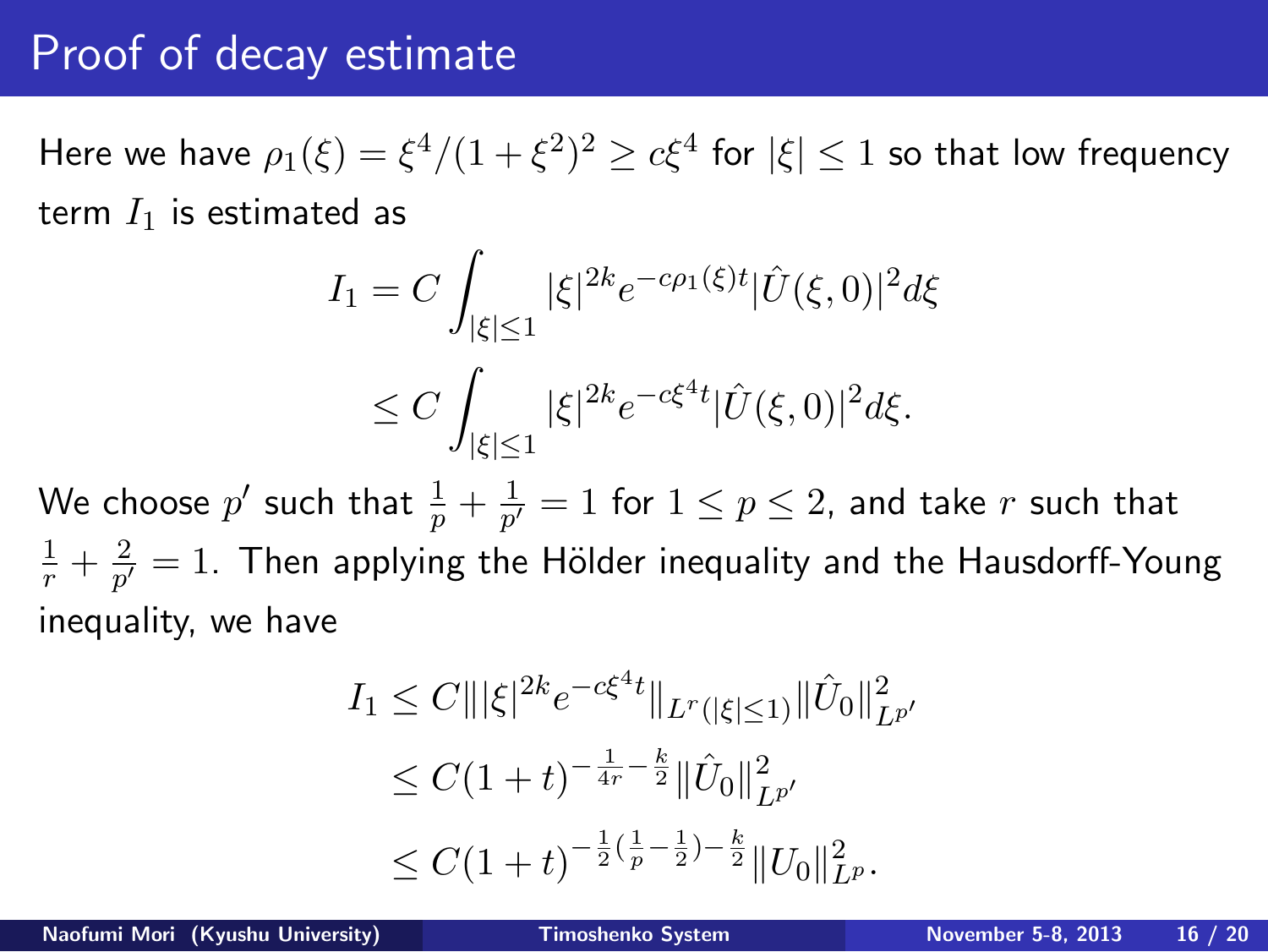# Proof of decay estimate

Here we have $\rho_1(\xi) = \xi^4/(1+\xi^2)^2 \geq c\xi^4$ for $|\xi| \leq 1$ so that low frequency term $I_1$ is estimated as

$$
\begin{aligned}
I_1 &= C \int_{|\xi|\leq 1} |\xi|^{2k} e^{-c\rho_1(\xi)t} |\hat{U}(\xi,0)|^2 d\xi \\
&\leq C \int_{|\xi|\leq 1} |\xi|^{2k} e^{-c\xi^4 t} |\hat{U}(\xi,0)|^2 d\xi.
\end{aligned}
$$

We choose $p'$ such that $\frac{1}{p} + \frac{1}{p'} = 1$ for $1 \leq p \leq 2$, and take $r$ such that $\frac{1}{r} + \frac{2}{p'} = 1$. Then applying the Hölder inequality and the Hausdorff-Young inequality, we have

$$
\begin{aligned}
I_1 &\leq C \| |\xi|^{2k} e^{-c\xi^4 t} \|_{L^r(|\xi|\leq 1)} \|\hat{U}_0\|_{L^{p'}}^2 \\
&\leq C(1+t)^{-\frac{1}{4r} - \frac{k}{2}} \|\hat{U}_0\|_{L^{p'}}^2 \\
&\leq C(1+t)^{-\frac{1}{2}(\frac{1}{p} - \frac{1}{2}) - \frac{k}{2}} \|U_0\|_{L^p}^2.
\end{aligned}
$$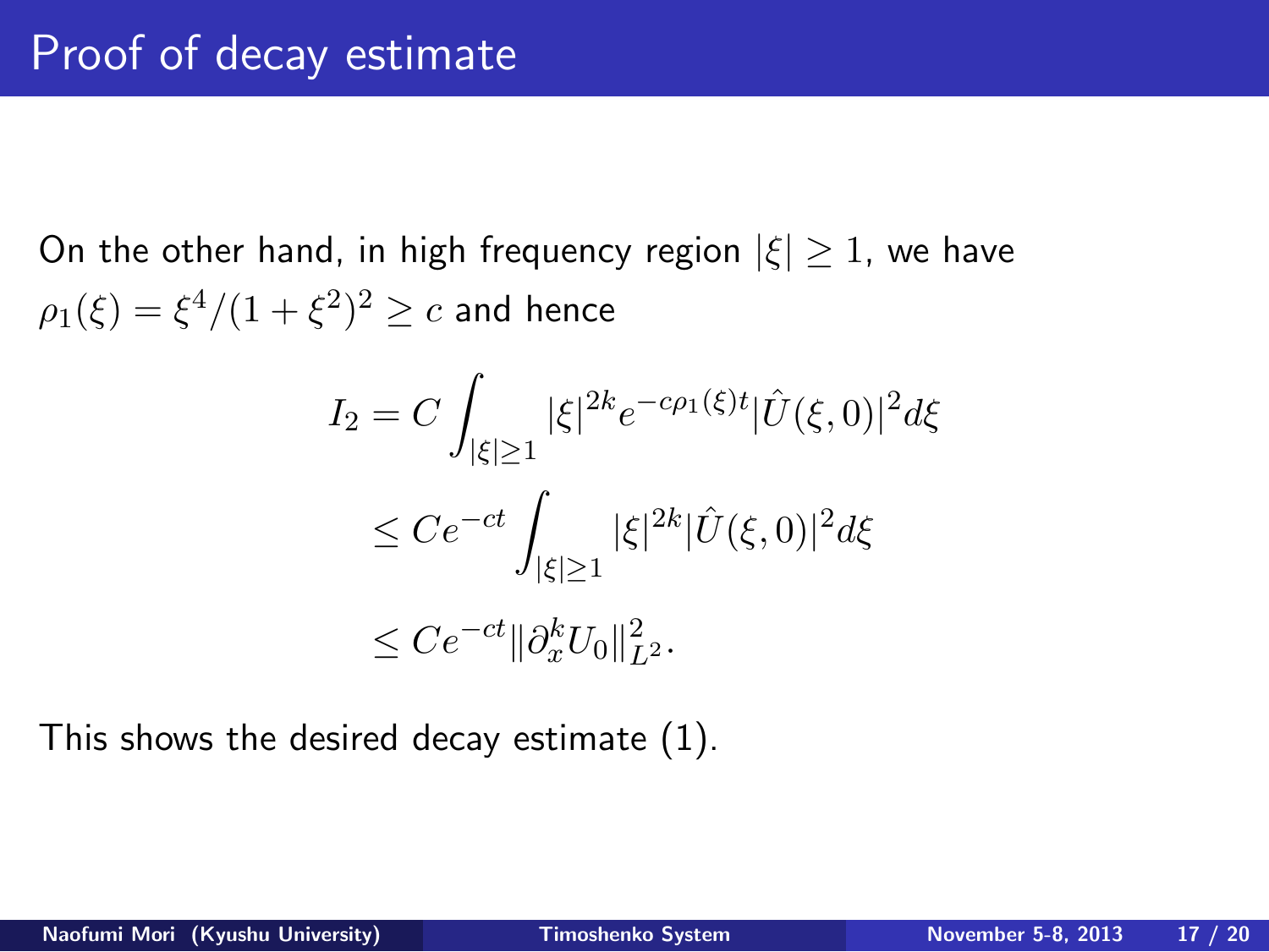# Proof of decay estimate

On the other hand, in high frequency region $|\xi| \geq 1$, we have $\rho_1(\xi) = \xi^4/(1+\xi^2)^2 \geq c$ and hence

$$
\begin{aligned}
I_2 &= C \int_{|\xi|\geq 1} |\xi|^{2k} e^{-c\rho_1(\xi)t} |\hat{U}(\xi,0)|^2 d\xi \\
&\leq C e^{-ct} \int_{|\xi|\geq 1} |\xi|^{2k} |\hat{U}(\xi,0)|^2 d\xi \\
&\leq C e^{-ct} \|\partial_x^k U_0\|_{L^2}^2.
\end{aligned}
$$

This shows the desired decay estimate (1).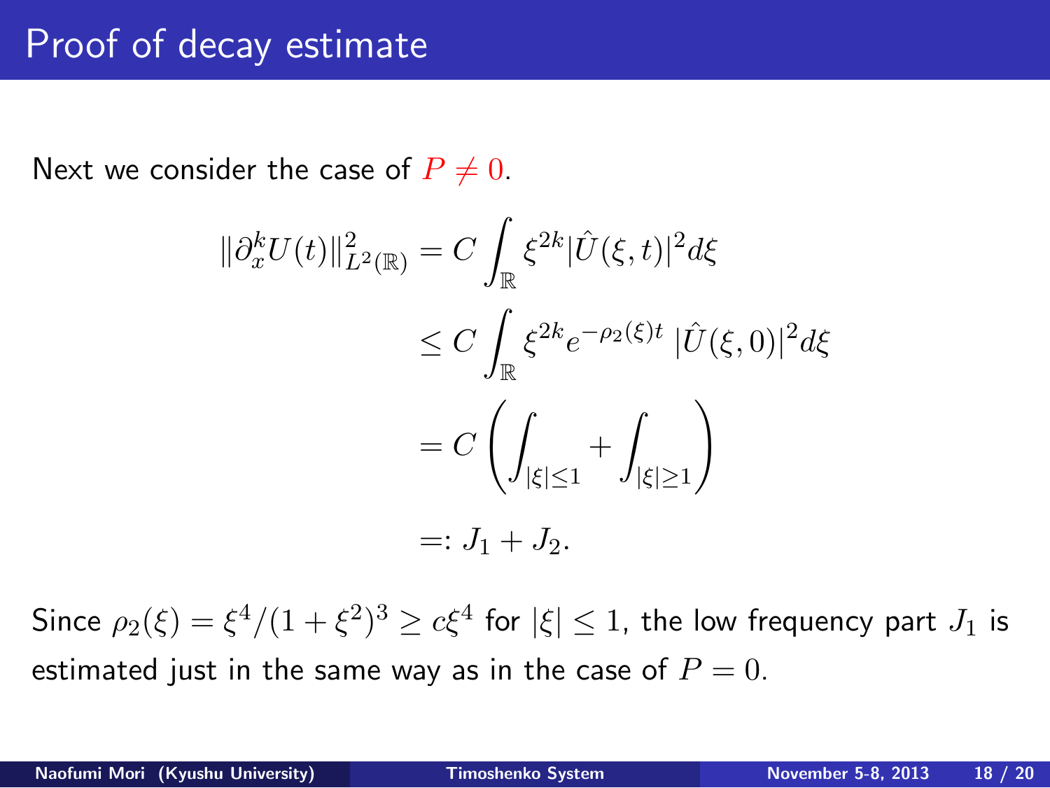# Proof of decay estimate

Next we consider the case of $P \neq 0$.

$$
\begin{aligned}
\|\partial_x^k U(t)\|_{L^2(\mathbb{R})}^2 &= C \int_{\mathbb{R}} \xi^{2k} |\hat{U}(\xi,t)|^2 d\xi \\
&\leq C \int_{\mathbb{R}} \xi^{2k} e^{-\rho_2(\xi)t} \, |\hat{U}(\xi,0)|^2 d\xi \\
&= C \left( \int_{|\xi|\leq 1} + \int_{|\xi|\geq 1} \right) \\
&=: J_1 + J_2.
\end{aligned}
$$

Since $\rho_2(\xi) = \xi^4/(1+\xi^2)^3 \geq c\xi^4$ for $|\xi| \leq 1$, the low frequency part $J_1$ is estimated just in the same way as in the case of $P = 0$.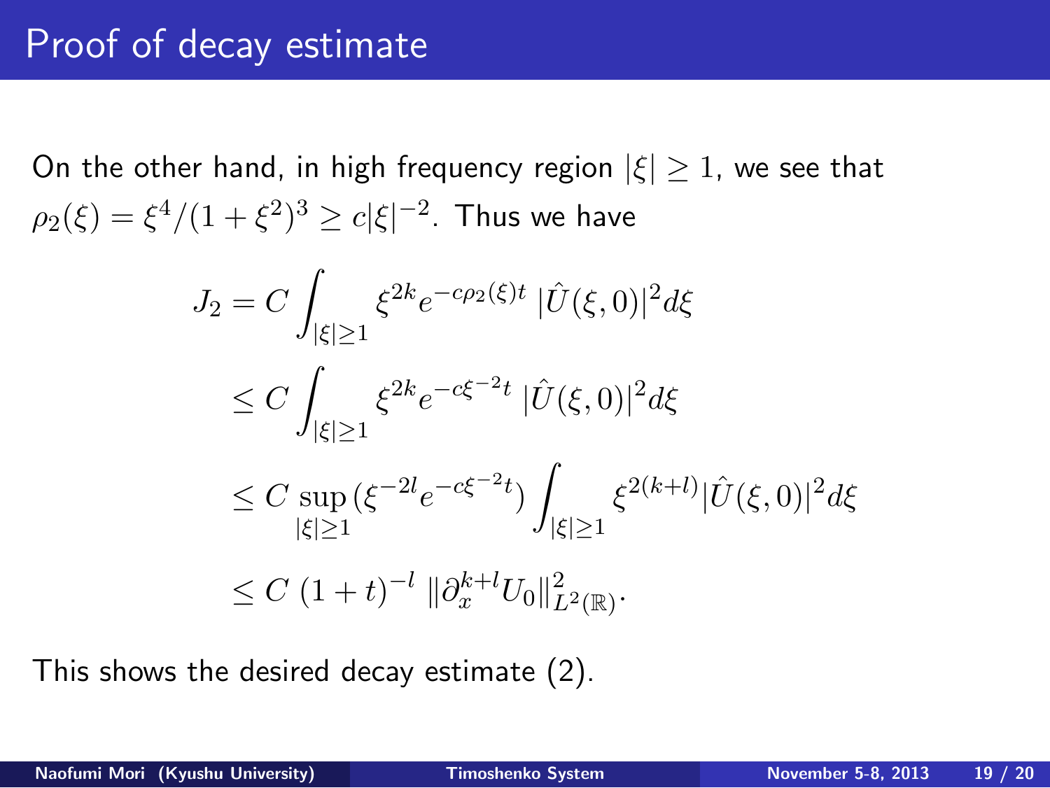# Proof of decay estimate

On the other hand, in high frequency region $|\xi| \geq 1$, we see that $\rho_2(\xi) = \xi^4/(1+\xi^2)^3 \geq c|\xi|^{-2}$. Thus we have

$$
\begin{aligned}
J_2 &= C \int_{|\xi|\geq 1} \xi^{2k} e^{-c\rho_2(\xi)t} \, |\hat{U}(\xi,0)|^2 d\xi \\
&\leq C \int_{|\xi|\geq 1} \xi^{2k} e^{-c\xi^{-2}t} \, |\hat{U}(\xi,0)|^2 d\xi \\
&\leq C \sup_{|\xi|\geq 1} (\xi^{-2l} e^{-c\xi^{-2}t}) \int_{|\xi|\geq 1} \xi^{2(k+l)} |\hat{U}(\xi,0)|^2 d\xi \\
&\leq C \, (1+t)^{-l} \, \|\partial_x^{k+l} U_0\|_{L^2(\mathbb{R})}^2.
\end{aligned}
$$

This shows the desired decay estimate (2).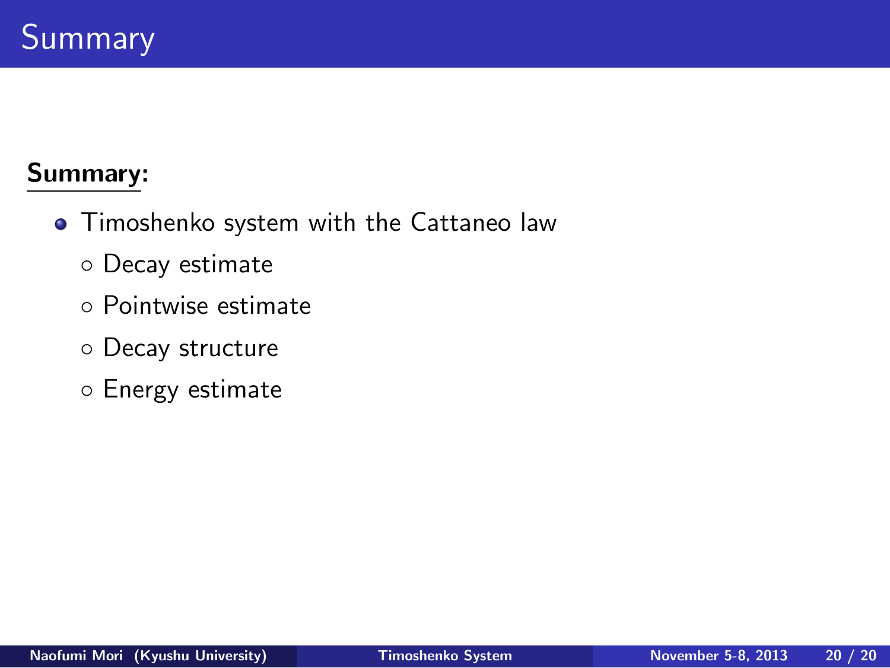# Summary

**Summary:**

- Timoshenko system with the Cattaneo law
  - Decay estimate
  - Pointwise estimate
  - Decay structure
  - Energy estimate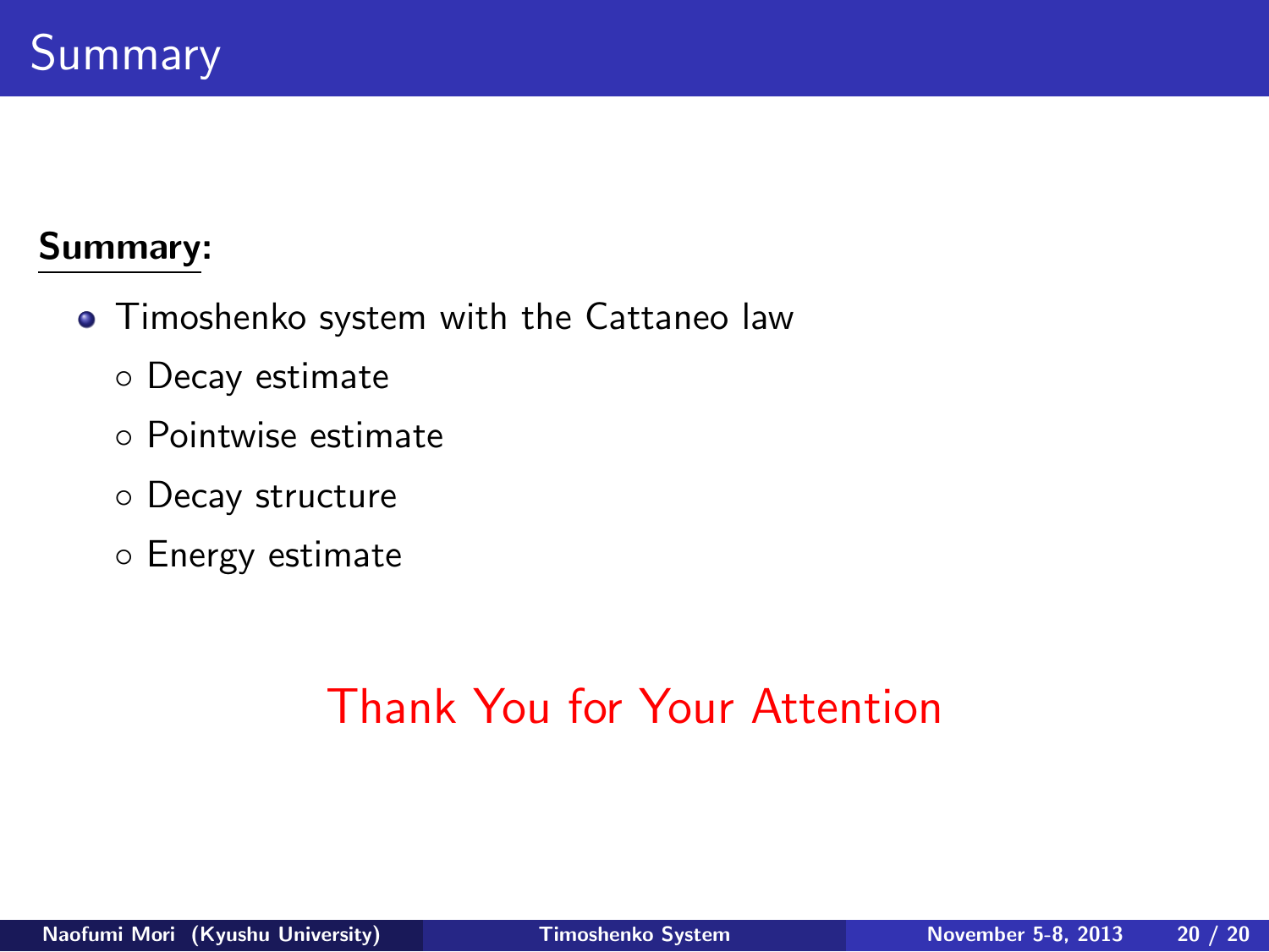# Summary

**Summary:**

- Timoshenko system with the Cattaneo law
  - Decay estimate
  - Pointwise estimate
  - Decay structure
  - Energy estimate

Thank You for Your Attention